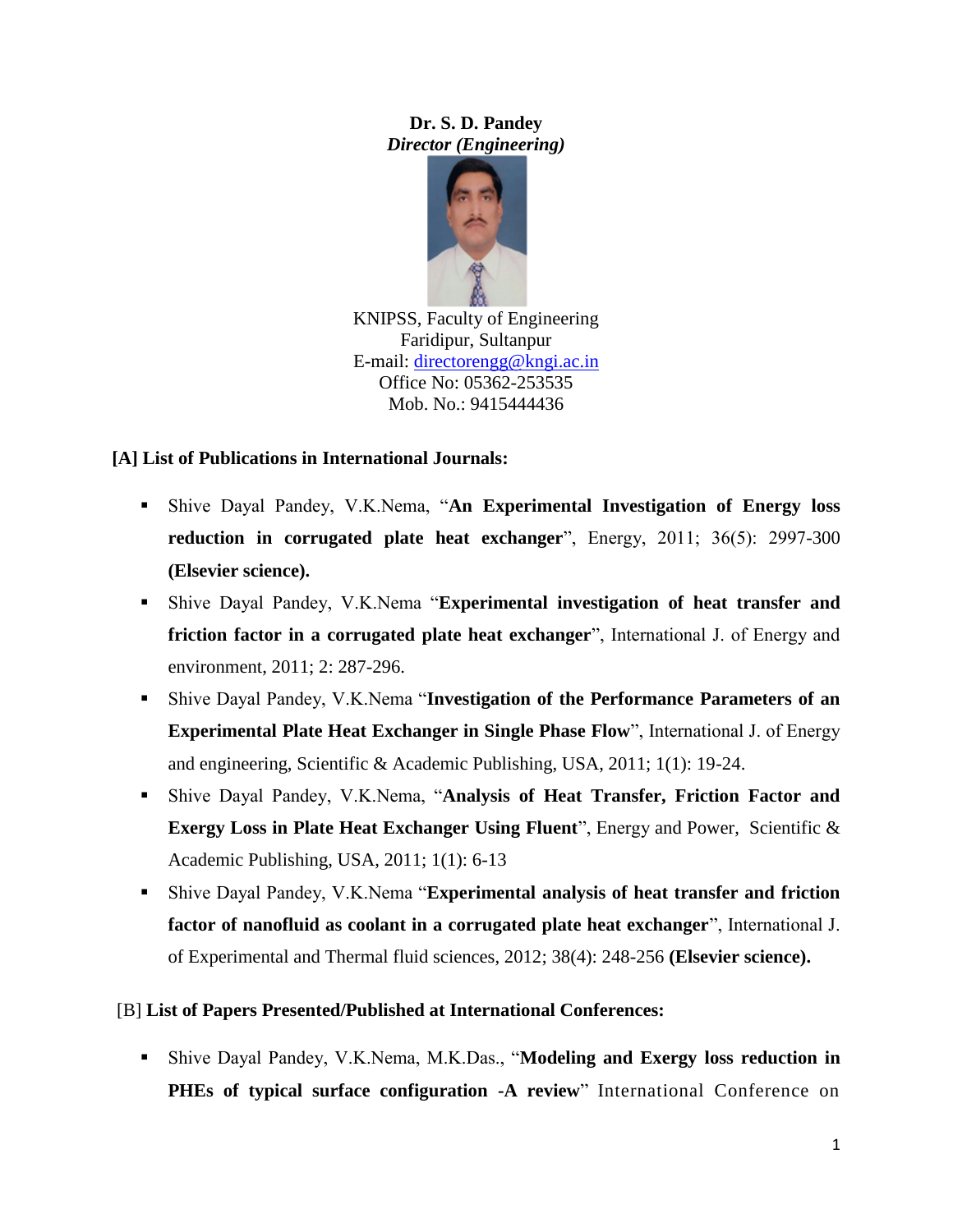**Dr. S. D. Pandey**

***Director (Engineering)***

KNIPSS, Faculty of Engineering
Faridipur, Sultanpur
E-mail: directorengg@kngi.ac.in
Office No: 05362-253535
Mob. No.: 9415444436

## [A] List of Publications in International Journals:

- Shive Dayal Pandey, V.K.Nema, "**An Experimental Investigation of Energy loss reduction in corrugated plate heat exchanger**", Energy, 2011; 36(5): 2997-300 **(Elsevier science).**
- Shive Dayal Pandey, V.K.Nema "**Experimental investigation of heat transfer and friction factor in a corrugated plate heat exchanger**", International J. of Energy and environment, 2011; 2: 287-296.
- Shive Dayal Pandey, V.K.Nema "**Investigation of the Performance Parameters of an Experimental Plate Heat Exchanger in Single Phase Flow**", International J. of Energy and engineering, Scientific & Academic Publishing, USA, 2011; 1(1): 19-24.
- Shive Dayal Pandey, V.K.Nema, "**Analysis of Heat Transfer, Friction Factor and Exergy Loss in Plate Heat Exchanger Using Fluent**", Energy and Power, Scientific & Academic Publishing, USA, 2011; 1(1): 6-13
- Shive Dayal Pandey, V.K.Nema "**Experimental analysis of heat transfer and friction factor of nanofluid as coolant in a corrugated plate heat exchanger**", International J. of Experimental and Thermal fluid sciences, 2012; 38(4): 248-256 **(Elsevier science).**

## [B] List of Papers Presented/Published at International Conferences:

- Shive Dayal Pandey, V.K.Nema, M.K.Das., "**Modeling and Exergy loss reduction in PHEs of typical surface configuration -A review**" International Conference on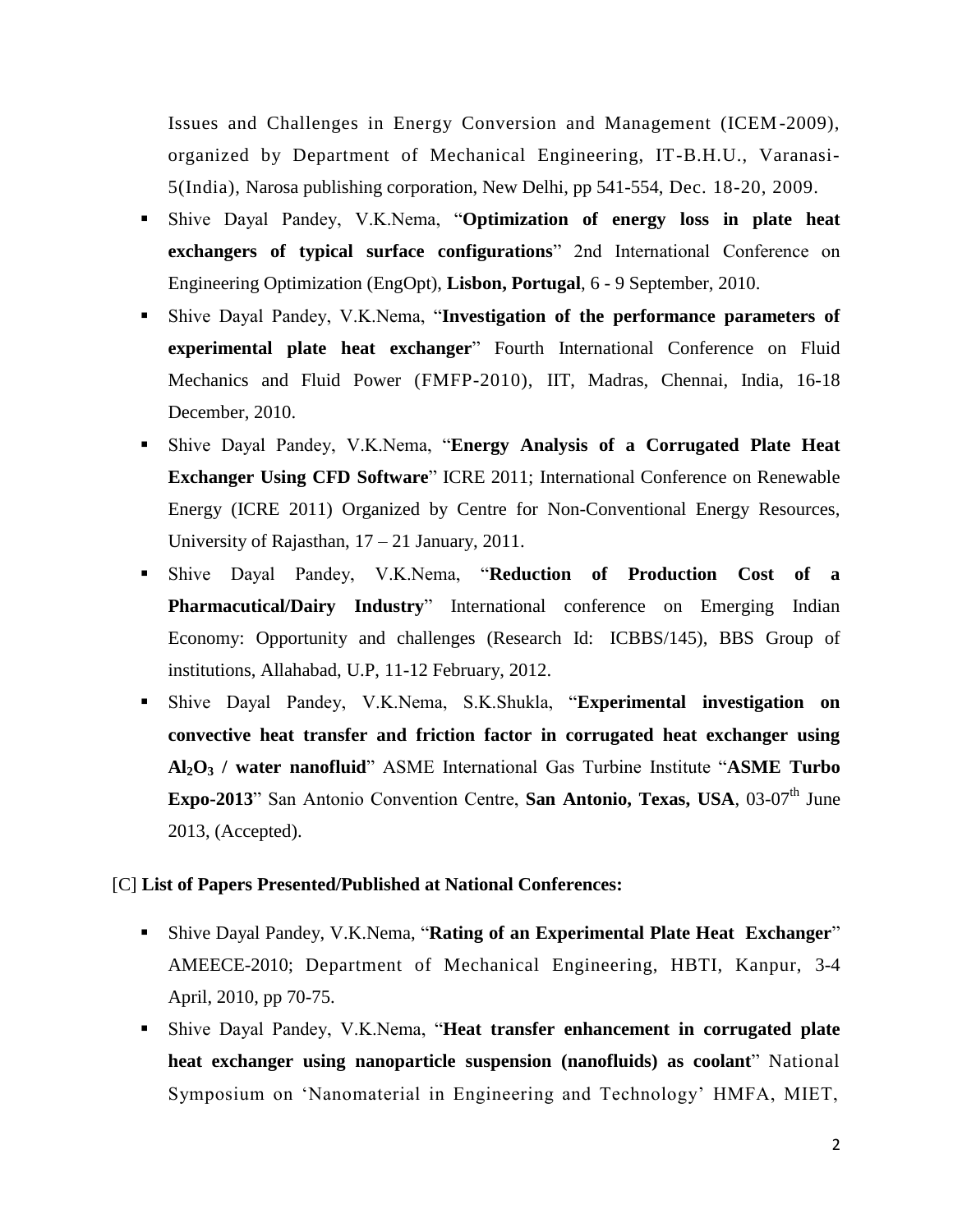Issues and Challenges in Energy Conversion and Management (ICEM-2009), organized by Department of Mechanical Engineering, IT-B.H.U., Varanasi-5(India), Narosa publishing corporation, New Delhi, pp 541-554, Dec. 18-20, 2009.

- Shive Dayal Pandey, V.K.Nema, "**Optimization of energy loss in plate heat exchangers of typical surface configurations**" 2nd International Conference on Engineering Optimization (EngOpt), **Lisbon, Portugal**, 6 - 9 September, 2010.
- Shive Dayal Pandey, V.K.Nema, "**Investigation of the performance parameters of experimental plate heat exchanger**" Fourth International Conference on Fluid Mechanics and Fluid Power (FMFP-2010), IIT, Madras, Chennai, India, 16-18 December, 2010.
- Shive Dayal Pandey, V.K.Nema, "**Energy Analysis of a Corrugated Plate Heat Exchanger Using CFD Software**" ICRE 2011; International Conference on Renewable Energy (ICRE 2011) Organized by Centre for Non-Conventional Energy Resources, University of Rajasthan, 17 – 21 January, 2011.
- Shive Dayal Pandey, V.K.Nema, "**Reduction of Production Cost of a Pharmacutical/Dairy Industry**" International conference on Emerging Indian Economy: Opportunity and challenges (Research Id: ICBBS/145), BBS Group of institutions, Allahabad, U.P, 11-12 February, 2012.
- Shive Dayal Pandey, V.K.Nema, S.K.Shukla, "**Experimental investigation on convective heat transfer and friction factor in corrugated heat exchanger using $Al_2O_3$ / water nanofluid**" ASME International Gas Turbine Institute "**ASME Turbo Expo-2013**" San Antonio Convention Centre, **San Antonio, Texas, USA**, 03-07th June 2013, (Accepted).

[C] **List of Papers Presented/Published at National Conferences:**

- Shive Dayal Pandey, V.K.Nema, "**Rating of an Experimental Plate Heat Exchanger**" AMEECE-2010; Department of Mechanical Engineering, HBTI, Kanpur, 3-4 April, 2010, pp 70-75.
- Shive Dayal Pandey, V.K.Nema, "**Heat transfer enhancement in corrugated plate heat exchanger using nanoparticle suspension (nanofluids) as coolant**" National Symposium on 'Nanomaterial in Engineering and Technology' HMFA, MIET,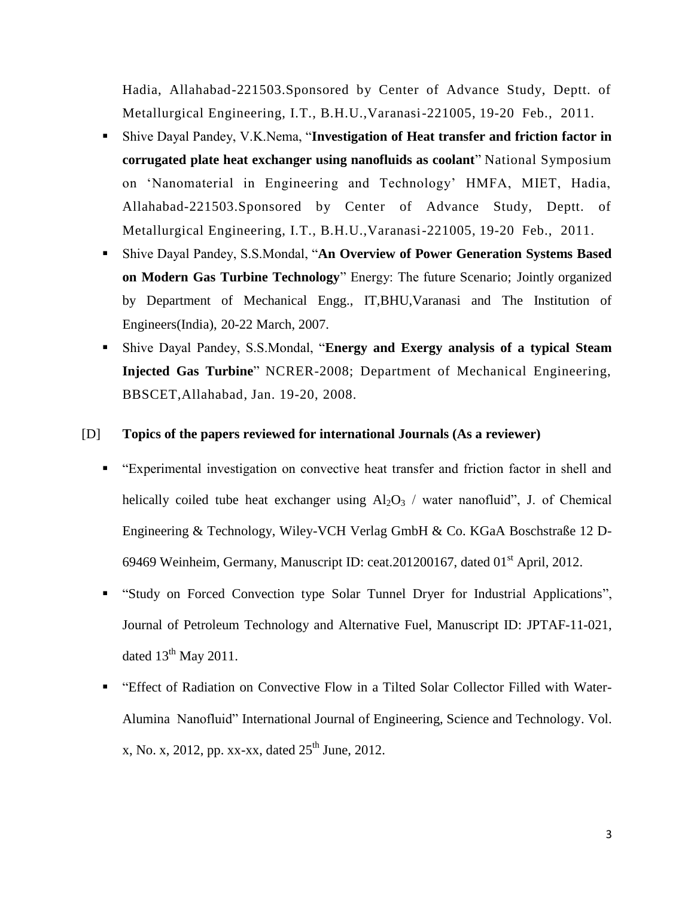Hadia, Allahabad-221503.Sponsored by Center of Advance Study, Deptt. of Metallurgical Engineering, I.T., B.H.U.,Varanasi-221005, 19-20 Feb., 2011.

- Shive Dayal Pandey, V.K.Nema, "**Investigation of Heat transfer and friction factor in corrugated plate heat exchanger using nanofluids as coolant**" National Symposium on 'Nanomaterial in Engineering and Technology' HMFA, MIET, Hadia, Allahabad-221503.Sponsored by Center of Advance Study, Deptt. of Metallurgical Engineering, I.T., B.H.U.,Varanasi-221005, 19-20 Feb., 2011.
- Shive Dayal Pandey, S.S.Mondal, "**An Overview of Power Generation Systems Based on Modern Gas Turbine Technology**" Energy: The future Scenario; Jointly organized by Department of Mechanical Engg., IT,BHU,Varanasi and The Institution of Engineers(India), 20-22 March, 2007.
- Shive Dayal Pandey, S.S.Mondal, "**Energy and Exergy analysis of a typical Steam Injected Gas Turbine**" NCRER-2008; Department of Mechanical Engineering, BBSCET,Allahabad, Jan. 19-20, 2008.

[D] **Topics of the papers reviewed for international Journals (As a reviewer)**

- "Experimental investigation on convective heat transfer and friction factor in shell and helically coiled tube heat exchanger using $Al_2O_3$ / water nanofluid", J. of Chemical Engineering & Technology, Wiley-VCH Verlag GmbH & Co. KGaA Boschstraße 12 D-69469 Weinheim, Germany, Manuscript ID: ceat.201200167, dated 01$^{st}$ April, 2012.
- "Study on Forced Convection type Solar Tunnel Dryer for Industrial Applications", Journal of Petroleum Technology and Alternative Fuel, Manuscript ID: JPTAF-11-021, dated 13$^{th}$ May 2011.
- "Effect of Radiation on Convective Flow in a Tilted Solar Collector Filled with Water-Alumina Nanofluid" International Journal of Engineering, Science and Technology. Vol. x, No. x, 2012, pp. xx-xx, dated 25$^{th}$ June, 2012.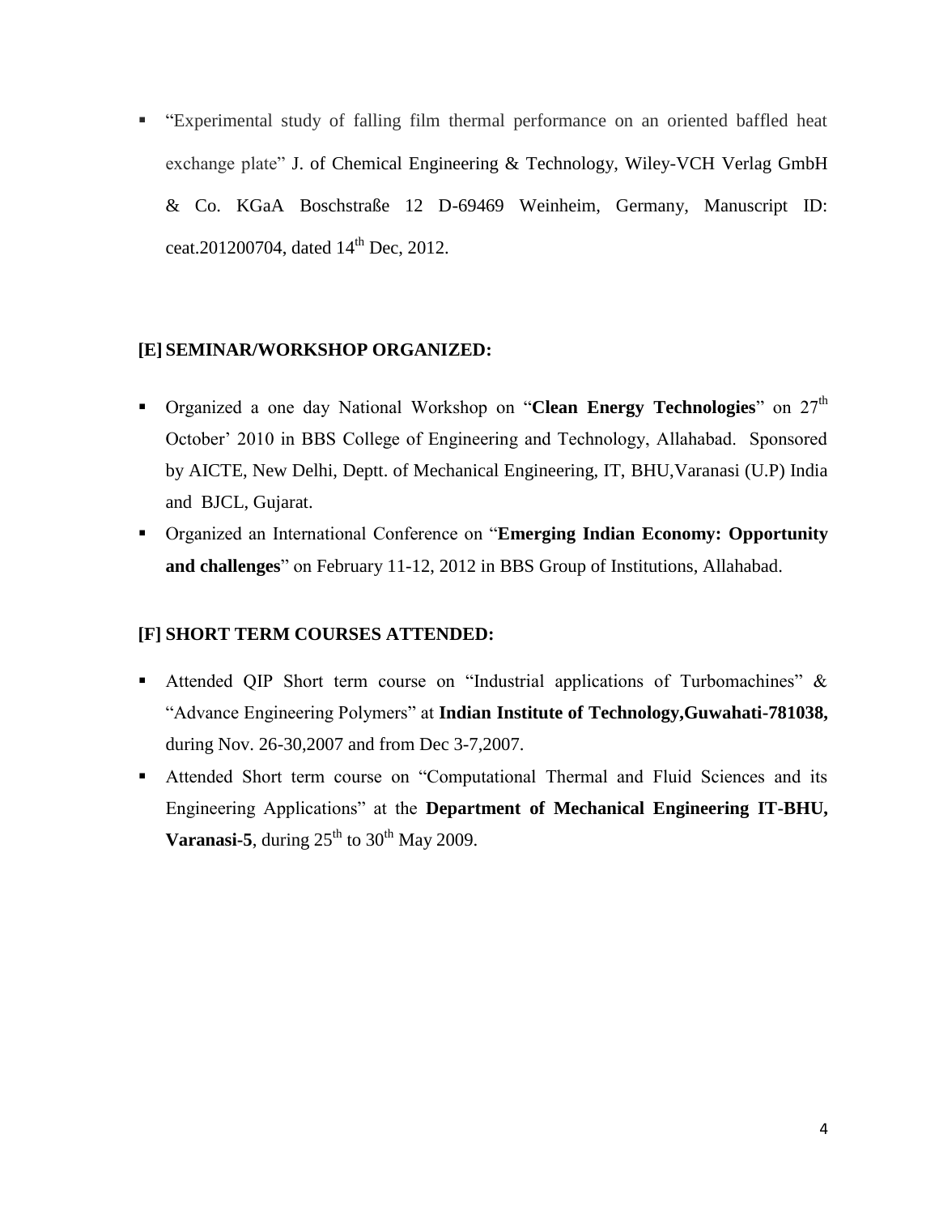- "Experimental study of falling film thermal performance on an oriented baffled heat exchange plate" J. of Chemical Engineering & Technology, Wiley-VCH Verlag GmbH & Co. KGaA Boschstraße 12 D-69469 Weinheim, Germany, Manuscript ID: ceat.201200704, dated 14th Dec, 2012.

### [E] SEMINAR/WORKSHOP ORGANIZED:

- Organized a one day National Workshop on "**Clean Energy Technologies**" on 27th October' 2010 in BBS College of Engineering and Technology, Allahabad. Sponsored by AICTE, New Delhi, Deptt. of Mechanical Engineering, IT, BHU,Varanasi (U.P) India and BJCL, Gujarat.
- Organized an International Conference on "**Emerging Indian Economy: Opportunity and challenges**" on February 11-12, 2012 in BBS Group of Institutions, Allahabad.

### [F] SHORT TERM COURSES ATTENDED:

- Attended QIP Short term course on "Industrial applications of Turbomachines" & "Advance Engineering Polymers" at **Indian Institute of Technology,Guwahati-781038,** during Nov. 26-30,2007 and from Dec 3-7,2007.
- Attended Short term course on "Computational Thermal and Fluid Sciences and its Engineering Applications" at the **Department of Mechanical Engineering IT-BHU, Varanasi-5**, during 25th to 30th May 2009.